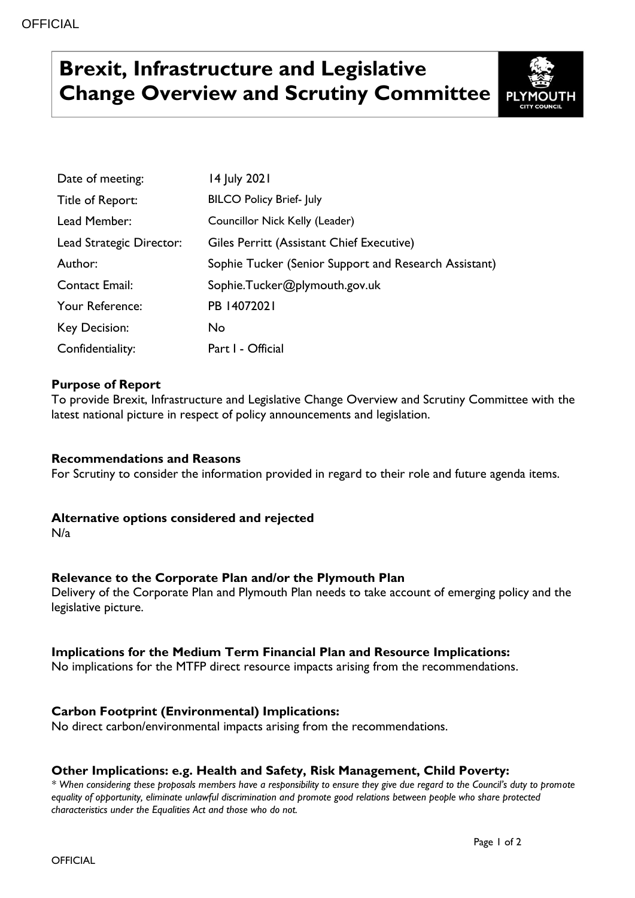# Brexit, Infrastructure and Legislative Change Overview and Scrutiny Committee

| | |
|---|---|
| Date of meeting: | 14 July 2021 |
| Title of Report: | BILCO Policy Brief- July |
| Lead Member: | Councillor Nick Kelly (Leader) |
| Lead Strategic Director: | Giles Perritt (Assistant Chief Executive) |
| Author: | Sophie Tucker (Senior Support and Research Assistant) |
| Contact Email: | Sophie.Tucker@plymouth.gov.uk |
| Your Reference: | PB 14072021 |
| Key Decision: | No |
| Confidentiality: | Part I - Official |

**Purpose of Report**

To provide Brexit, Infrastructure and Legislative Change Overview and Scrutiny Committee with the latest national picture in respect of policy announcements and legislation.

**Recommendations and Reasons**

For Scrutiny to consider the information provided in regard to their role and future agenda items.

**Alternative options considered and rejected**

N/a

**Relevance to the Corporate Plan and/or the Plymouth Plan**

Delivery of the Corporate Plan and Plymouth Plan needs to take account of emerging policy and the legislative picture.

**Implications for the Medium Term Financial Plan and Resource Implications:**

No implications for the MTFP direct resource impacts arising from the recommendations.

**Carbon Footprint (Environmental) Implications:**

No direct carbon/environmental impacts arising from the recommendations.

**Other Implications: e.g. Health and Safety, Risk Management, Child Poverty:**

*\* When considering these proposals members have a responsibility to ensure they give due regard to the Council's duty to promote equality of opportunity, eliminate unlawful discrimination and promote good relations between people who share protected characteristics under the Equalities Act and those who do not.*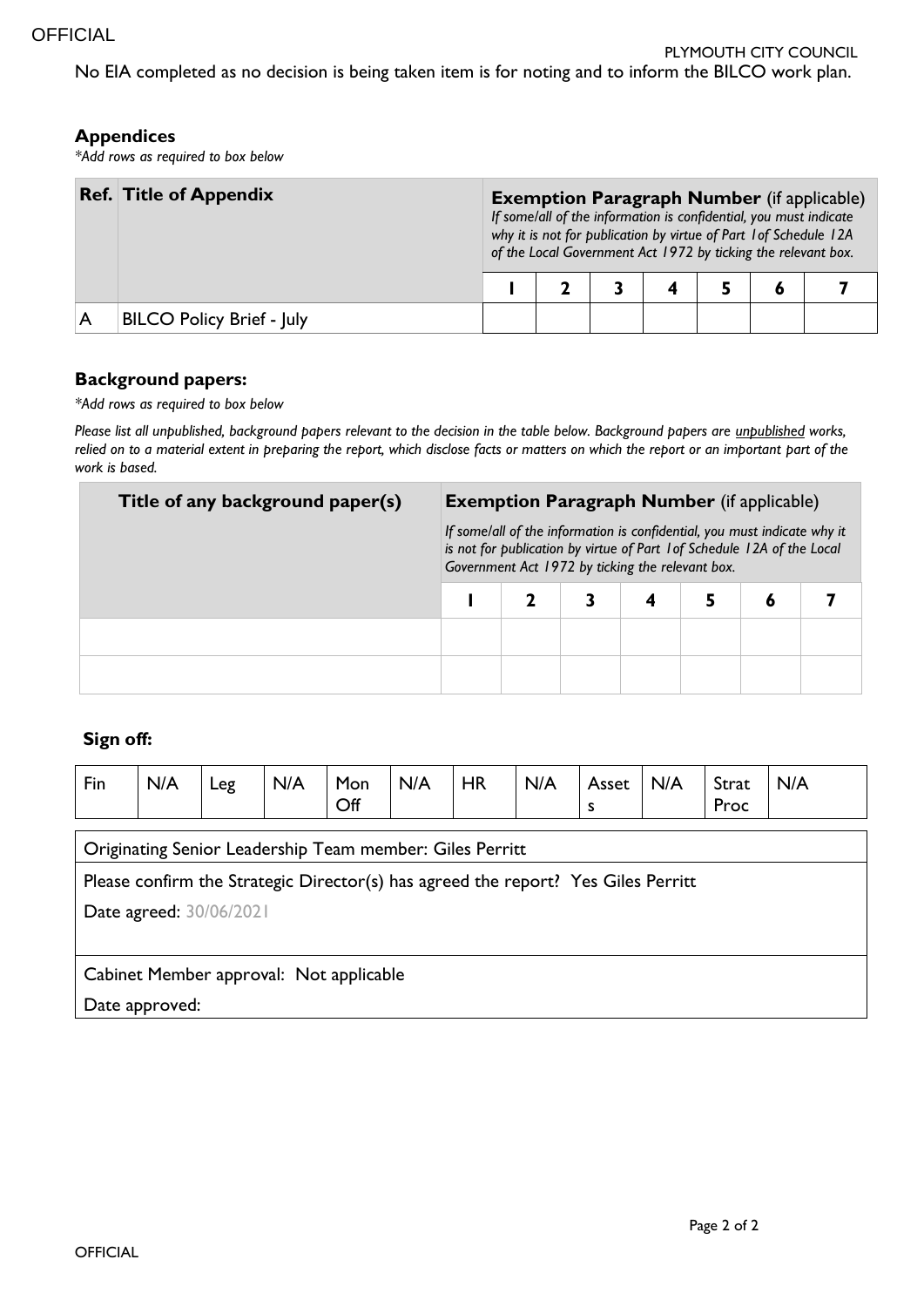No EIA completed as no decision is being taken item is for noting and to inform the BILCO work plan.

### Appendices

*\*Add rows as required to box below*

| Ref. | Title of Appendix | **Exemption Paragraph Number** (if applicable) *If some/all of the information is confidential, you must indicate why it is not for publication by virtue of Part 1of Schedule 12A of the Local Government Act 1972 by ticking the relevant box.* | | | | | | |
|---|---|---|---|---|---|---|---|---|
| | | 1 | 2 | 3 | 4 | 5 | 6 | 7 |
| A | BILCO Policy Brief - July | | | | | | | |

### Background papers:

*\*Add rows as required to box below*

*Please list all unpublished, background papers relevant to the decision in the table below. Background papers are unpublished works, relied on to a material extent in preparing the report, which disclose facts or matters on which the report or an important part of the work is based.*

| Title of any background paper(s) | **Exemption Paragraph Number** (if applicable) *If some/all of the information is confidential, you must indicate why it is not for publication by virtue of Part 1of Schedule 12A of the Local Government Act 1972 by ticking the relevant box.* | | | | | | |
|---|---|---|---|---|---|---|---|
| | 1 | 2 | 3 | 4 | 5 | 6 | 7 |
| | | | | | | | |
| | | | | | | | |

### Sign off:

| Fin | N/A | Leg | N/A | Mon Off | N/A | HR | N/A | Assets | N/A | Strat Proc | N/A |
|---|---|---|---|---|---|---|---|---|---|---|---|

| |
|---|
| Originating Senior Leadership Team member: Giles Perritt |
| Please confirm the Strategic Director(s) has agreed the report? Yes Giles Perritt<br>Date agreed: 30/06/2021 |
| Cabinet Member approval: Not applicable<br>Date approved: |